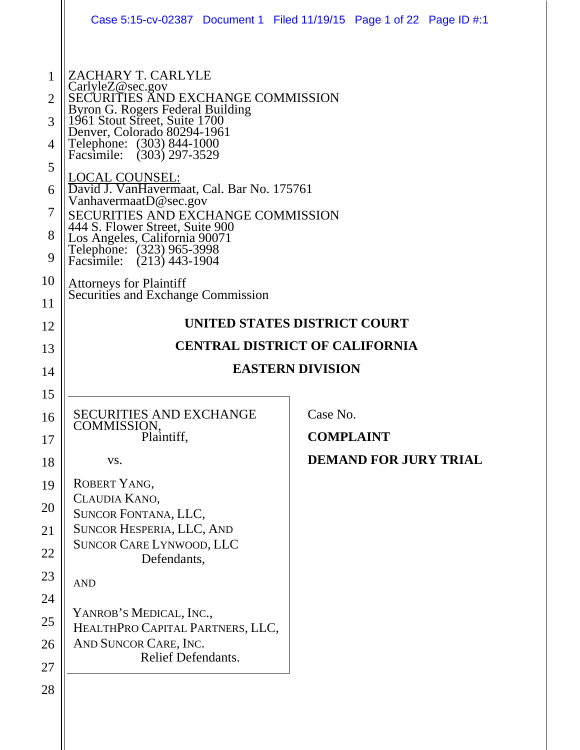ZACHARY T. CARLYLE
CarlyleZ@sec.gov
SECURITIES AND EXCHANGE COMMISSION
Byron G. Rogers Federal Building
1961 Stout Street, Suite 1700
Denver, Colorado 80294-1961
Telephone: (303) 844-1000
Facsimile: (303) 297-3529

LOCAL COUNSEL:
David J. VanHavermaat, Cal. Bar No. 175761
VanhavermaatD@sec.gov
SECURITIES AND EXCHANGE COMMISSION
444 S. Flower Street, Suite 900
Los Angeles, California 90071
Telephone: (323) 965-3998
Facsimile: (213) 443-1904

Attorneys for Plaintiff
Securities and Exchange Commission

**UNITED STATES DISTRICT COURT**

**CENTRAL DISTRICT OF CALIFORNIA**

**EASTERN DIVISION**

SECURITIES AND EXCHANGE COMMISSION,
Plaintiff,

vs.

ROBERT YANG,
CLAUDIA KANO,
SUNCOR FONTANA, LLC,
SUNCOR HESPERIA, LLC, AND
SUNCOR CARE LYNWOOD, LLC
Defendants,

AND

YANROB'S MEDICAL, INC.,
HEALTHPRO CAPITAL PARTNERS, LLC,
AND SUNCOR CARE, INC.
Relief Defendants.

Case No.

**COMPLAINT**

**DEMAND FOR JURY TRIAL**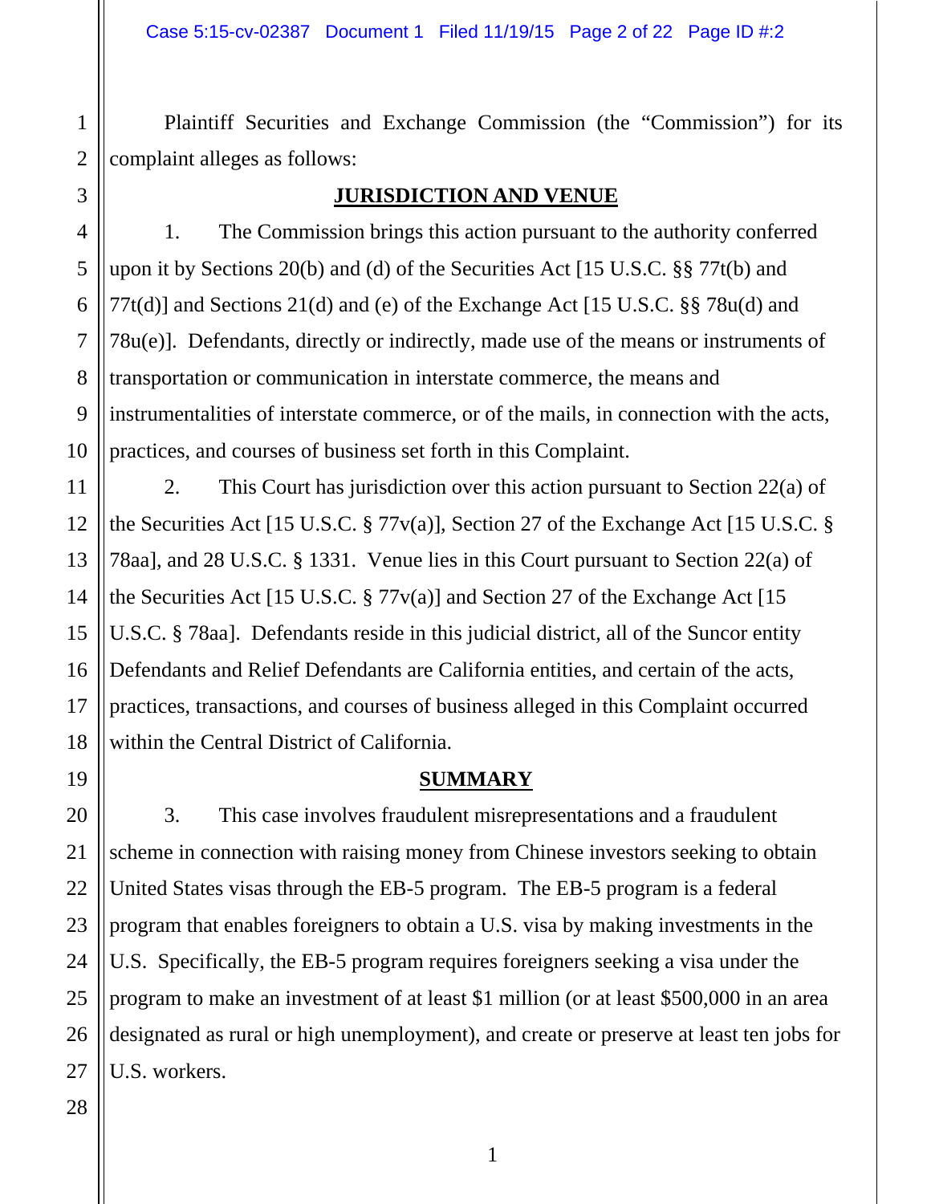Plaintiff Securities and Exchange Commission (the "Commission") for its complaint alleges as follows:

## JURISDICTION AND VENUE

1. The Commission brings this action pursuant to the authority conferred upon it by Sections 20(b) and (d) of the Securities Act [15 U.S.C. §§ 77t(b) and 77t(d)] and Sections 21(d) and (e) of the Exchange Act [15 U.S.C. §§ 78u(d) and 78u(e)]. Defendants, directly or indirectly, made use of the means or instruments of transportation or communication in interstate commerce, the means and instrumentalities of interstate commerce, or of the mails, in connection with the acts, practices, and courses of business set forth in this Complaint.

2. This Court has jurisdiction over this action pursuant to Section 22(a) of the Securities Act [15 U.S.C. § 77v(a)], Section 27 of the Exchange Act [15 U.S.C. § 78aa], and 28 U.S.C. § 1331. Venue lies in this Court pursuant to Section 22(a) of the Securities Act [15 U.S.C. § 77v(a)] and Section 27 of the Exchange Act [15 U.S.C. § 78aa]. Defendants reside in this judicial district, all of the Suncor entity Defendants and Relief Defendants are California entities, and certain of the acts, practices, transactions, and courses of business alleged in this Complaint occurred within the Central District of California.

## SUMMARY

3. This case involves fraudulent misrepresentations and a fraudulent scheme in connection with raising money from Chinese investors seeking to obtain United States visas through the EB-5 program. The EB-5 program is a federal program that enables foreigners to obtain a U.S. visa by making investments in the U.S. Specifically, the EB-5 program requires foreigners seeking a visa under the program to make an investment of at least $1 million (or at least $500,000 in an area designated as rural or high unemployment), and create or preserve at least ten jobs for U.S. workers.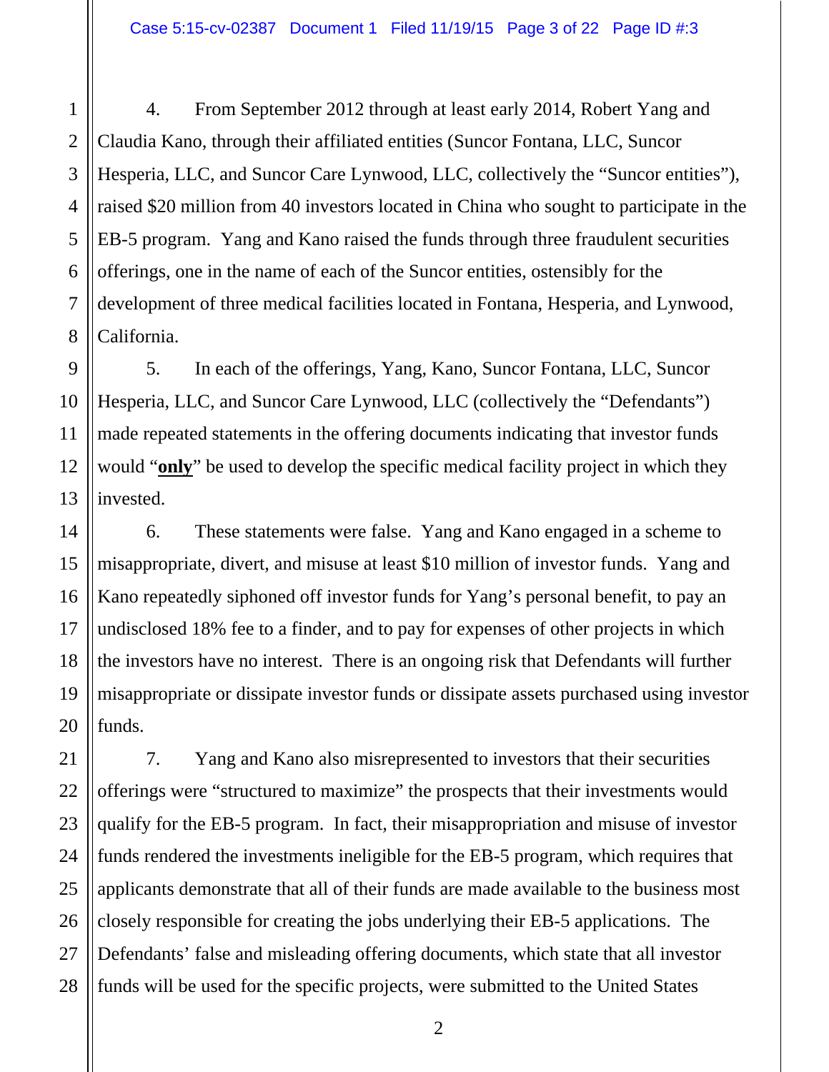4. From September 2012 through at least early 2014, Robert Yang and Claudia Kano, through their affiliated entities (Suncor Fontana, LLC, Suncor Hesperia, LLC, and Suncor Care Lynwood, LLC, collectively the "Suncor entities"), raised $20 million from 40 investors located in China who sought to participate in the EB-5 program. Yang and Kano raised the funds through three fraudulent securities offerings, one in the name of each of the Suncor entities, ostensibly for the development of three medical facilities located in Fontana, Hesperia, and Lynwood, California.

5. In each of the offerings, Yang, Kano, Suncor Fontana, LLC, Suncor Hesperia, LLC, and Suncor Care Lynwood, LLC (collectively the "Defendants") made repeated statements in the offering documents indicating that investor funds would "**<u>only</u>**" be used to develop the specific medical facility project in which they invested.

6. These statements were false. Yang and Kano engaged in a scheme to misappropriate, divert, and misuse at least $10 million of investor funds. Yang and Kano repeatedly siphoned off investor funds for Yang's personal benefit, to pay an undisclosed 18% fee to a finder, and to pay for expenses of other projects in which the investors have no interest. There is an ongoing risk that Defendants will further misappropriate or dissipate investor funds or dissipate assets purchased using investor funds.

7. Yang and Kano also misrepresented to investors that their securities offerings were "structured to maximize" the prospects that their investments would qualify for the EB-5 program. In fact, their misappropriation and misuse of investor funds rendered the investments ineligible for the EB-5 program, which requires that applicants demonstrate that all of their funds are made available to the business most closely responsible for creating the jobs underlying their EB-5 applications. The Defendants' false and misleading offering documents, which state that all investor funds will be used for the specific projects, were submitted to the United States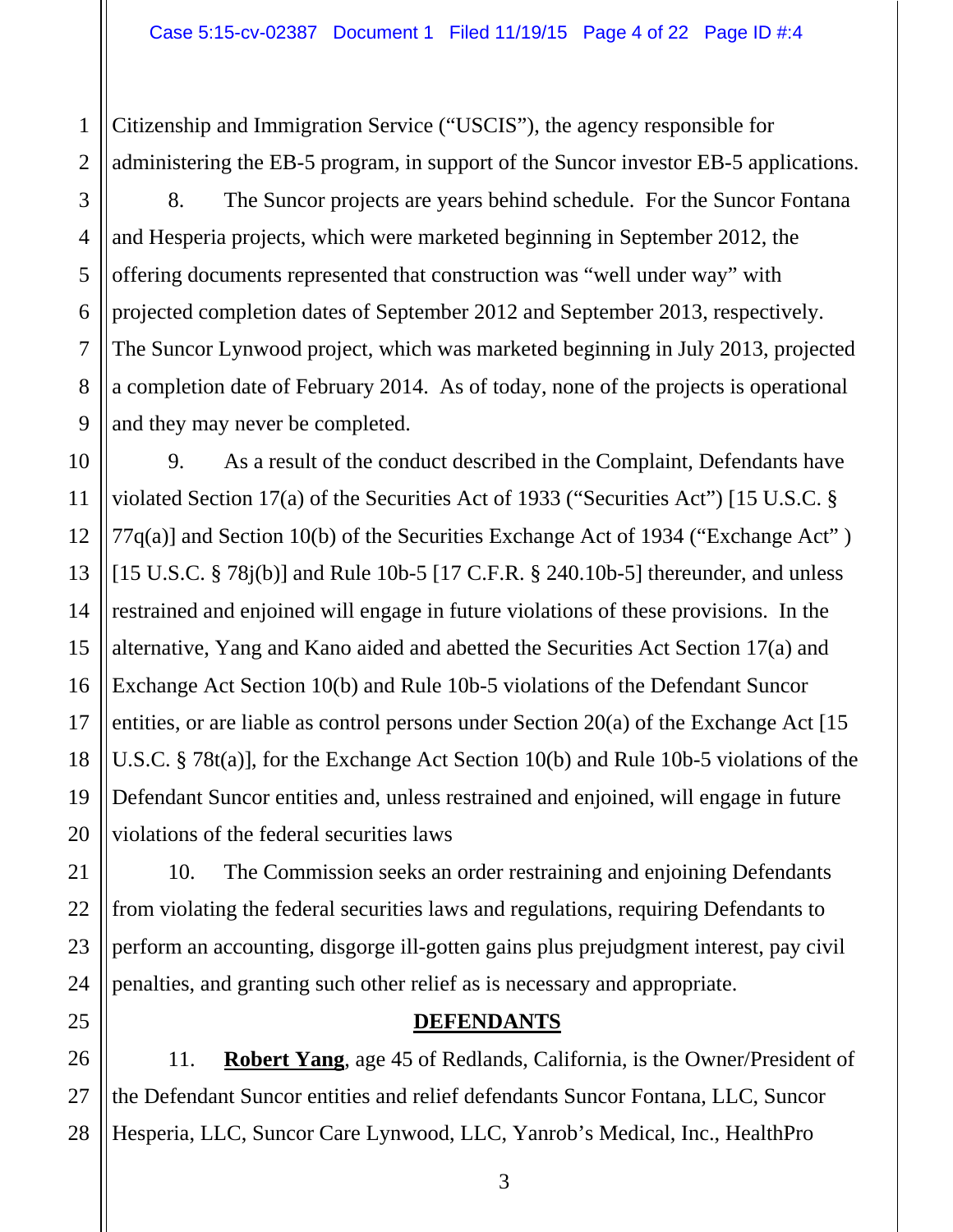Citizenship and Immigration Service ("USCIS"), the agency responsible for administering the EB-5 program, in support of the Suncor investor EB-5 applications.

8. The Suncor projects are years behind schedule. For the Suncor Fontana and Hesperia projects, which were marketed beginning in September 2012, the offering documents represented that construction was "well under way" with projected completion dates of September 2012 and September 2013, respectively. The Suncor Lynwood project, which was marketed beginning in July 2013, projected a completion date of February 2014. As of today, none of the projects is operational and they may never be completed.

9. As a result of the conduct described in the Complaint, Defendants have violated Section 17(a) of the Securities Act of 1933 ("Securities Act") [15 U.S.C. § 77q(a)] and Section 10(b) of the Securities Exchange Act of 1934 ("Exchange Act" ) [15 U.S.C. § 78j(b)] and Rule 10b-5 [17 C.F.R. § 240.10b-5] thereunder, and unless restrained and enjoined will engage in future violations of these provisions. In the alternative, Yang and Kano aided and abetted the Securities Act Section 17(a) and Exchange Act Section 10(b) and Rule 10b-5 violations of the Defendant Suncor entities, or are liable as control persons under Section 20(a) of the Exchange Act [15 U.S.C. § 78t(a)], for the Exchange Act Section 10(b) and Rule 10b-5 violations of the Defendant Suncor entities and, unless restrained and enjoined, will engage in future violations of the federal securities laws

10. The Commission seeks an order restraining and enjoining Defendants from violating the federal securities laws and regulations, requiring Defendants to perform an accounting, disgorge ill-gotten gains plus prejudgment interest, pay civil penalties, and granting such other relief as is necessary and appropriate.

## DEFENDANTS

11. **Robert Yang**, age 45 of Redlands, California, is the Owner/President of the Defendant Suncor entities and relief defendants Suncor Fontana, LLC, Suncor Hesperia, LLC, Suncor Care Lynwood, LLC, Yanrob's Medical, Inc., HealthPro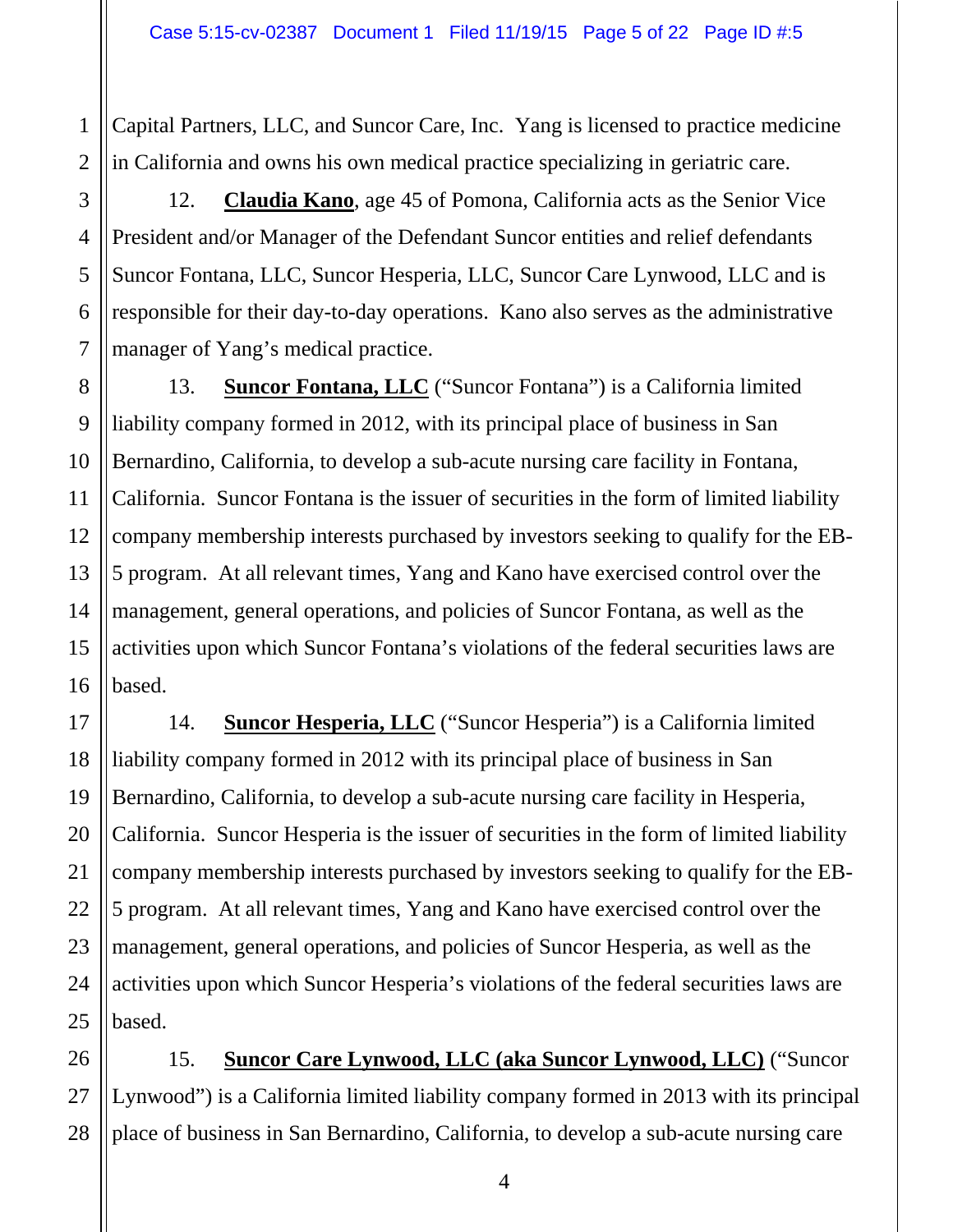Capital Partners, LLC, and Suncor Care, Inc. Yang is licensed to practice medicine in California and owns his own medical practice specializing in geriatric care.

12. **Claudia Kano**, age 45 of Pomona, California acts as the Senior Vice President and/or Manager of the Defendant Suncor entities and relief defendants Suncor Fontana, LLC, Suncor Hesperia, LLC, Suncor Care Lynwood, LLC and is responsible for their day-to-day operations. Kano also serves as the administrative manager of Yang's medical practice.

13. **Suncor Fontana, LLC** ("Suncor Fontana") is a California limited liability company formed in 2012, with its principal place of business in San Bernardino, California, to develop a sub-acute nursing care facility in Fontana, California. Suncor Fontana is the issuer of securities in the form of limited liability company membership interests purchased by investors seeking to qualify for the EB-5 program. At all relevant times, Yang and Kano have exercised control over the management, general operations, and policies of Suncor Fontana, as well as the activities upon which Suncor Fontana's violations of the federal securities laws are based.

14. **Suncor Hesperia, LLC** ("Suncor Hesperia") is a California limited liability company formed in 2012 with its principal place of business in San Bernardino, California, to develop a sub-acute nursing care facility in Hesperia, California. Suncor Hesperia is the issuer of securities in the form of limited liability company membership interests purchased by investors seeking to qualify for the EB-5 program. At all relevant times, Yang and Kano have exercised control over the management, general operations, and policies of Suncor Hesperia, as well as the activities upon which Suncor Hesperia's violations of the federal securities laws are based.

15. **Suncor Care Lynwood, LLC (aka Suncor Lynwood, LLC)** ("Suncor Lynwood") is a California limited liability company formed in 2013 with its principal place of business in San Bernardino, California, to develop a sub-acute nursing care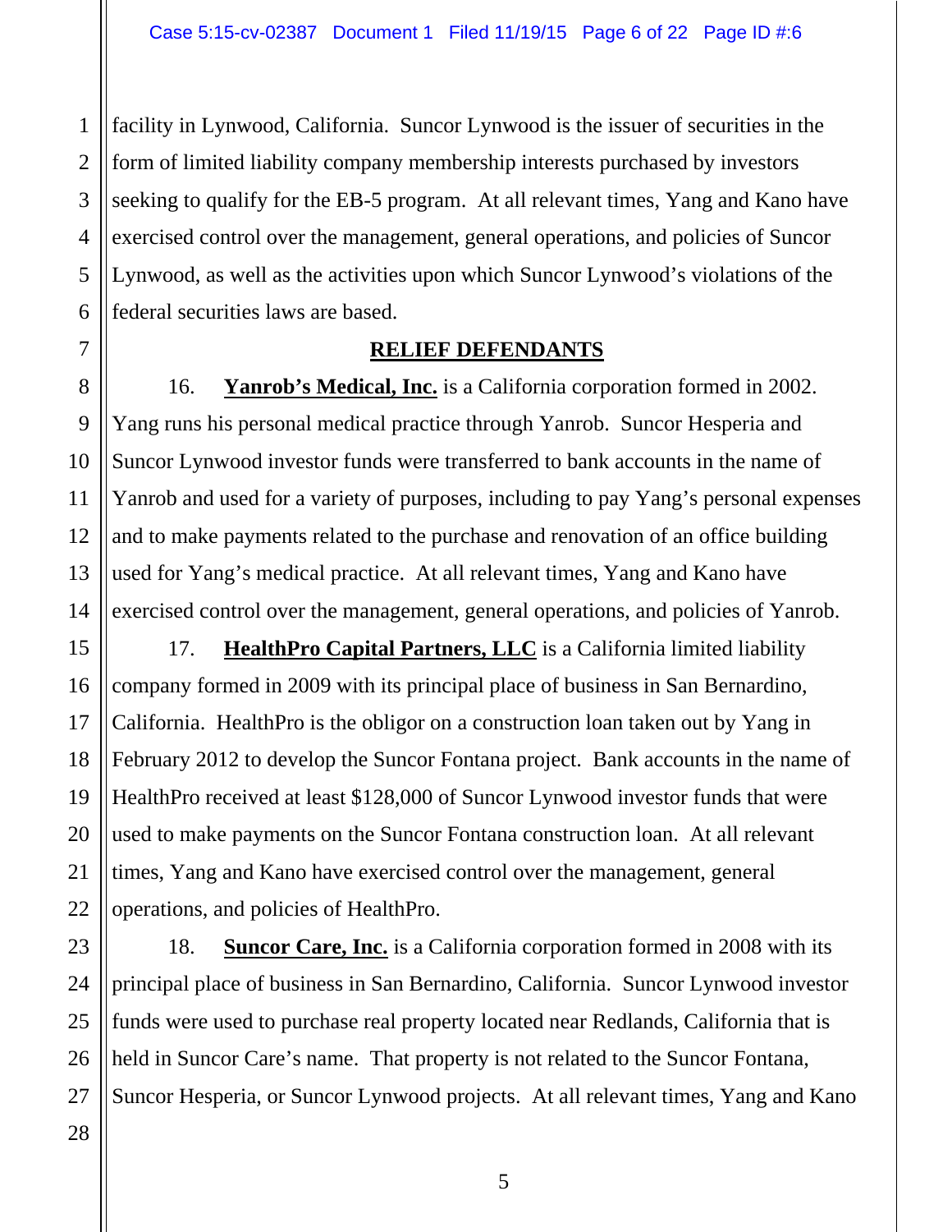facility in Lynwood, California. Suncor Lynwood is the issuer of securities in the form of limited liability company membership interests purchased by investors seeking to qualify for the EB-5 program. At all relevant times, Yang and Kano have exercised control over the management, general operations, and policies of Suncor Lynwood, as well as the activities upon which Suncor Lynwood's violations of the federal securities laws are based.

## RELIEF DEFENDANTS

16. **Yanrob's Medical, Inc.** is a California corporation formed in 2002. Yang runs his personal medical practice through Yanrob. Suncor Hesperia and Suncor Lynwood investor funds were transferred to bank accounts in the name of Yanrob and used for a variety of purposes, including to pay Yang's personal expenses and to make payments related to the purchase and renovation of an office building used for Yang's medical practice. At all relevant times, Yang and Kano have exercised control over the management, general operations, and policies of Yanrob.

17. **HealthPro Capital Partners, LLC** is a California limited liability company formed in 2009 with its principal place of business in San Bernardino, California. HealthPro is the obligor on a construction loan taken out by Yang in February 2012 to develop the Suncor Fontana project. Bank accounts in the name of HealthPro received at least $128,000 of Suncor Lynwood investor funds that were used to make payments on the Suncor Fontana construction loan. At all relevant times, Yang and Kano have exercised control over the management, general operations, and policies of HealthPro.

18. **Suncor Care, Inc.** is a California corporation formed in 2008 with its principal place of business in San Bernardino, California. Suncor Lynwood investor funds were used to purchase real property located near Redlands, California that is held in Suncor Care's name. That property is not related to the Suncor Fontana, Suncor Hesperia, or Suncor Lynwood projects. At all relevant times, Yang and Kano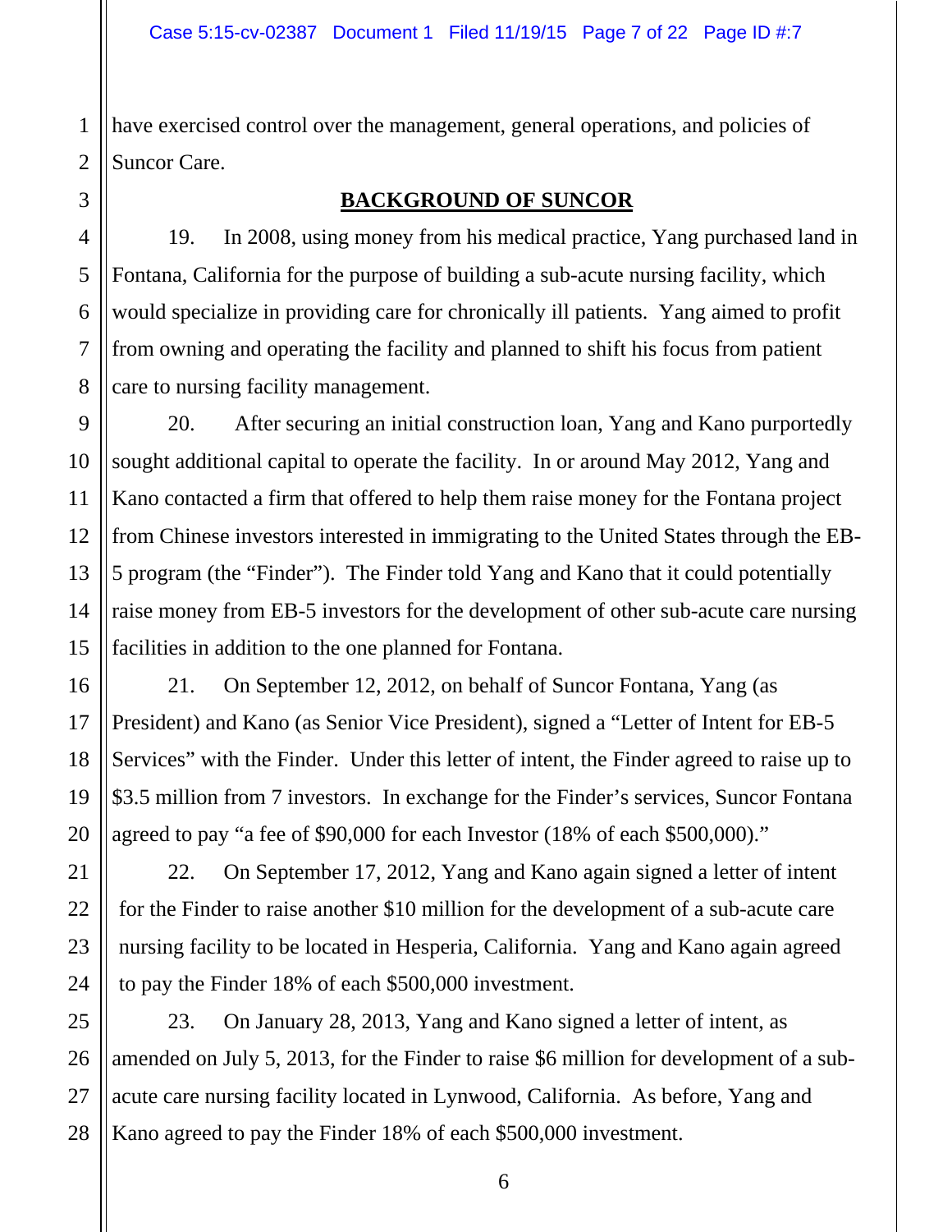have exercised control over the management, general operations, and policies of Suncor Care.

## BACKGROUND OF SUNCOR

19. In 2008, using money from his medical practice, Yang purchased land in Fontana, California for the purpose of building a sub-acute nursing facility, which would specialize in providing care for chronically ill patients. Yang aimed to profit from owning and operating the facility and planned to shift his focus from patient care to nursing facility management.

20. After securing an initial construction loan, Yang and Kano purportedly sought additional capital to operate the facility. In or around May 2012, Yang and Kano contacted a firm that offered to help them raise money for the Fontana project from Chinese investors interested in immigrating to the United States through the EB-5 program (the "Finder"). The Finder told Yang and Kano that it could potentially raise money from EB-5 investors for the development of other sub-acute care nursing facilities in addition to the one planned for Fontana.

21. On September 12, 2012, on behalf of Suncor Fontana, Yang (as President) and Kano (as Senior Vice President), signed a "Letter of Intent for EB-5 Services" with the Finder. Under this letter of intent, the Finder agreed to raise up to $3.5 million from 7 investors. In exchange for the Finder's services, Suncor Fontana agreed to pay "a fee of $90,000 for each Investor (18% of each $500,000)."

22. On September 17, 2012, Yang and Kano again signed a letter of intent for the Finder to raise another $10 million for the development of a sub-acute care nursing facility to be located in Hesperia, California. Yang and Kano again agreed to pay the Finder 18% of each $500,000 investment.

23. On January 28, 2013, Yang and Kano signed a letter of intent, as amended on July 5, 2013, for the Finder to raise $6 million for development of a sub-acute care nursing facility located in Lynwood, California. As before, Yang and Kano agreed to pay the Finder 18% of each $500,000 investment.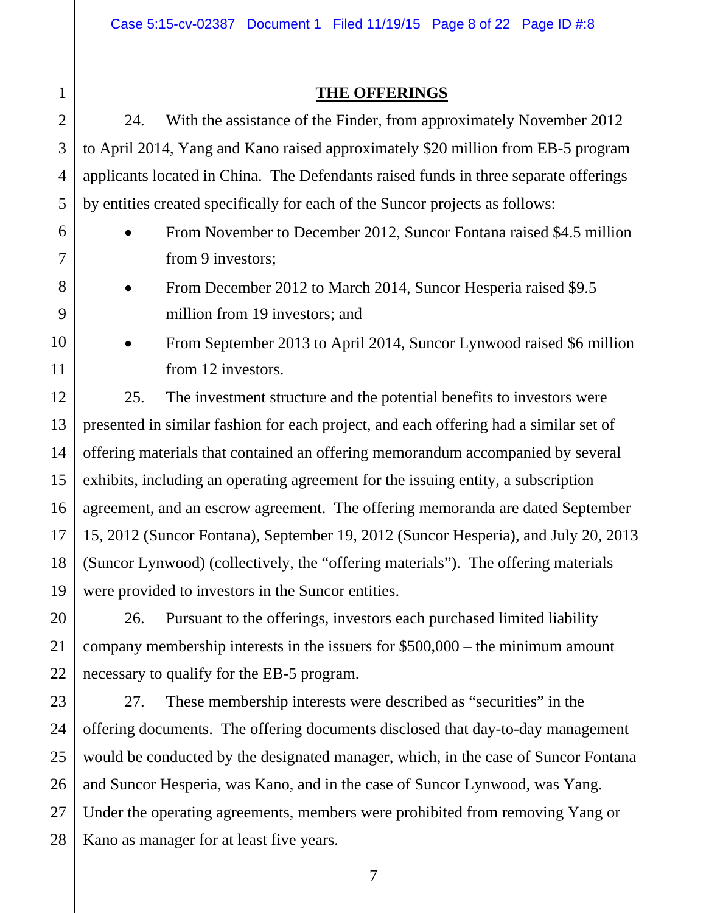## THE OFFERINGS

24. With the assistance of the Finder, from approximately November 2012 to April 2014, Yang and Kano raised approximately $20 million from EB-5 program applicants located in China. The Defendants raised funds in three separate offerings by entities created specifically for each of the Suncor projects as follows:

- From November to December 2012, Suncor Fontana raised $4.5 million from 9 investors;
- From December 2012 to March 2014, Suncor Hesperia raised $9.5 million from 19 investors; and
- From September 2013 to April 2014, Suncor Lynwood raised $6 million from 12 investors.

25. The investment structure and the potential benefits to investors were presented in similar fashion for each project, and each offering had a similar set of offering materials that contained an offering memorandum accompanied by several exhibits, including an operating agreement for the issuing entity, a subscription agreement, and an escrow agreement. The offering memoranda are dated September 15, 2012 (Suncor Fontana), September 19, 2012 (Suncor Hesperia), and July 20, 2013 (Suncor Lynwood) (collectively, the "offering materials"). The offering materials were provided to investors in the Suncor entities.

26. Pursuant to the offerings, investors each purchased limited liability company membership interests in the issuers for $500,000 – the minimum amount necessary to qualify for the EB-5 program.

27. These membership interests were described as "securities" in the offering documents. The offering documents disclosed that day-to-day management would be conducted by the designated manager, which, in the case of Suncor Fontana and Suncor Hesperia, was Kano, and in the case of Suncor Lynwood, was Yang. Under the operating agreements, members were prohibited from removing Yang or Kano as manager for at least five years.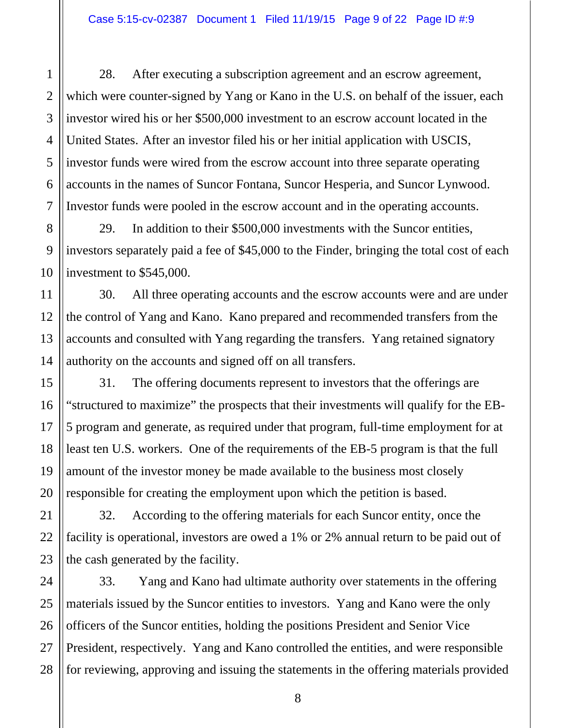28. After executing a subscription agreement and an escrow agreement, which were counter-signed by Yang or Kano in the U.S. on behalf of the issuer, each investor wired his or her $500,000 investment to an escrow account located in the United States. After an investor filed his or her initial application with USCIS, investor funds were wired from the escrow account into three separate operating accounts in the names of Suncor Fontana, Suncor Hesperia, and Suncor Lynwood. Investor funds were pooled in the escrow account and in the operating accounts.

29. In addition to their $500,000 investments with the Suncor entities, investors separately paid a fee of $45,000 to the Finder, bringing the total cost of each investment to $545,000.

30. All three operating accounts and the escrow accounts were and are under the control of Yang and Kano. Kano prepared and recommended transfers from the accounts and consulted with Yang regarding the transfers. Yang retained signatory authority on the accounts and signed off on all transfers.

31. The offering documents represent to investors that the offerings are "structured to maximize" the prospects that their investments will qualify for the EB-5 program and generate, as required under that program, full-time employment for at least ten U.S. workers. One of the requirements of the EB-5 program is that the full amount of the investor money be made available to the business most closely responsible for creating the employment upon which the petition is based.

32. According to the offering materials for each Suncor entity, once the facility is operational, investors are owed a 1% or 2% annual return to be paid out of the cash generated by the facility.

33. Yang and Kano had ultimate authority over statements in the offering materials issued by the Suncor entities to investors. Yang and Kano were the only officers of the Suncor entities, holding the positions President and Senior Vice President, respectively. Yang and Kano controlled the entities, and were responsible for reviewing, approving and issuing the statements in the offering materials provided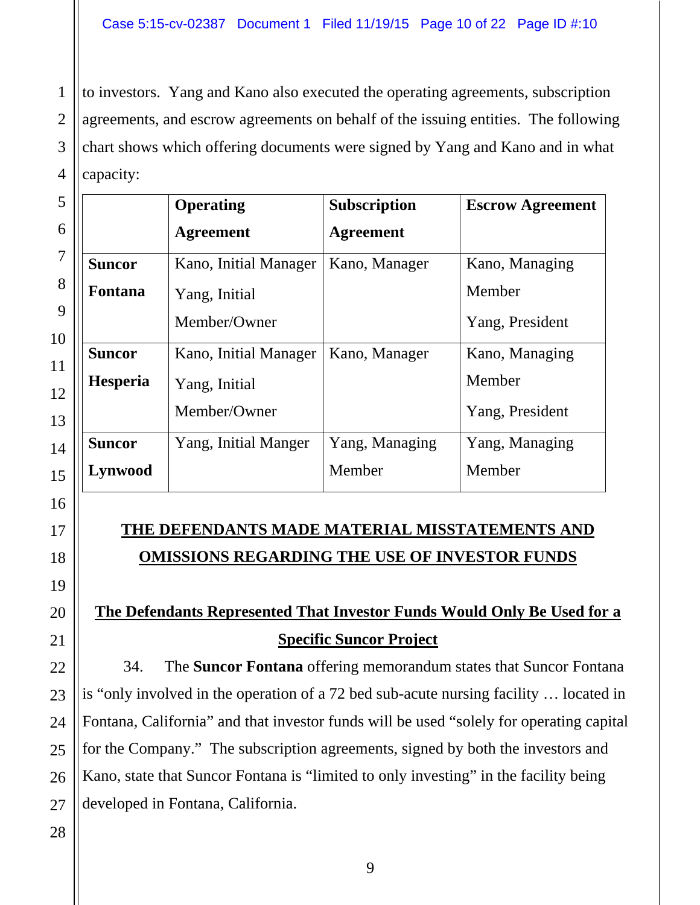to investors. Yang and Kano also executed the operating agreements, subscription agreements, and escrow agreements on behalf of the issuing entities. The following chart shows which offering documents were signed by Yang and Kano and in what capacity:

| | **Operating Agreement** | **Subscription Agreement** | **Escrow Agreement** |
|---|---|---|---|
| **Suncor Fontana** | Kano, Initial Manager<br>Yang, Initial Member/Owner | Kano, Manager | Kano, Managing Member<br>Yang, President |
| **Suncor Hesperia** | Kano, Initial Manager<br>Yang, Initial Member/Owner | Kano, Manager | Kano, Managing Member<br>Yang, President |
| **Suncor Lynwood** | Yang, Initial Manger | Yang, Managing Member | Yang, Managing Member |

## THE DEFENDANTS MADE MATERIAL MISSTATEMENTS AND OMISSIONS REGARDING THE USE OF INVESTOR FUNDS

### The Defendants Represented That Investor Funds Would Only Be Used for a Specific Suncor Project

34. The **Suncor Fontana** offering memorandum states that Suncor Fontana is "only involved in the operation of a 72 bed sub-acute nursing facility … located in Fontana, California" and that investor funds will be used "solely for operating capital for the Company." The subscription agreements, signed by both the investors and Kano, state that Suncor Fontana is "limited to only investing" in the facility being developed in Fontana, California.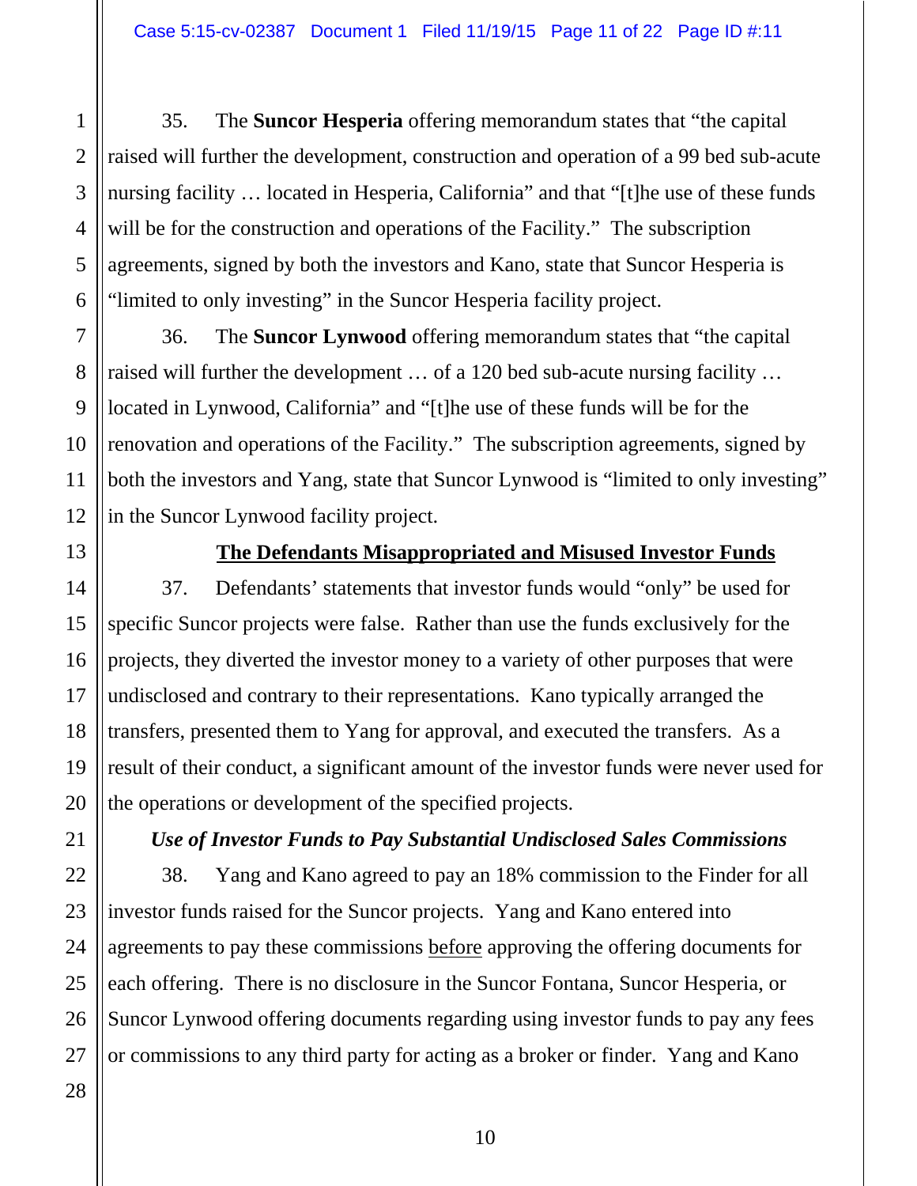35. The **Suncor Hesperia** offering memorandum states that "the capital raised will further the development, construction and operation of a 99 bed sub-acute nursing facility … located in Hesperia, California" and that "[t]he use of these funds will be for the construction and operations of the Facility." The subscription agreements, signed by both the investors and Kano, state that Suncor Hesperia is "limited to only investing" in the Suncor Hesperia facility project.

36. The **Suncor Lynwood** offering memorandum states that "the capital raised will further the development … of a 120 bed sub-acute nursing facility … located in Lynwood, California" and "[t]he use of these funds will be for the renovation and operations of the Facility." The subscription agreements, signed by both the investors and Yang, state that Suncor Lynwood is "limited to only investing" in the Suncor Lynwood facility project.

## The Defendants Misappropriated and Misused Investor Funds

37. Defendants' statements that investor funds would "only" be used for specific Suncor projects were false. Rather than use the funds exclusively for the projects, they diverted the investor money to a variety of other purposes that were undisclosed and contrary to their representations. Kano typically arranged the transfers, presented them to Yang for approval, and executed the transfers. As a result of their conduct, a significant amount of the investor funds were never used for the operations or development of the specified projects.

### *Use of Investor Funds to Pay Substantial Undisclosed Sales Commissions*

38. Yang and Kano agreed to pay an 18% commission to the Finder for all investor funds raised for the Suncor projects. Yang and Kano entered into agreements to pay these commissions before approving the offering documents for each offering. There is no disclosure in the Suncor Fontana, Suncor Hesperia, or Suncor Lynwood offering documents regarding using investor funds to pay any fees or commissions to any third party for acting as a broker or finder. Yang and Kano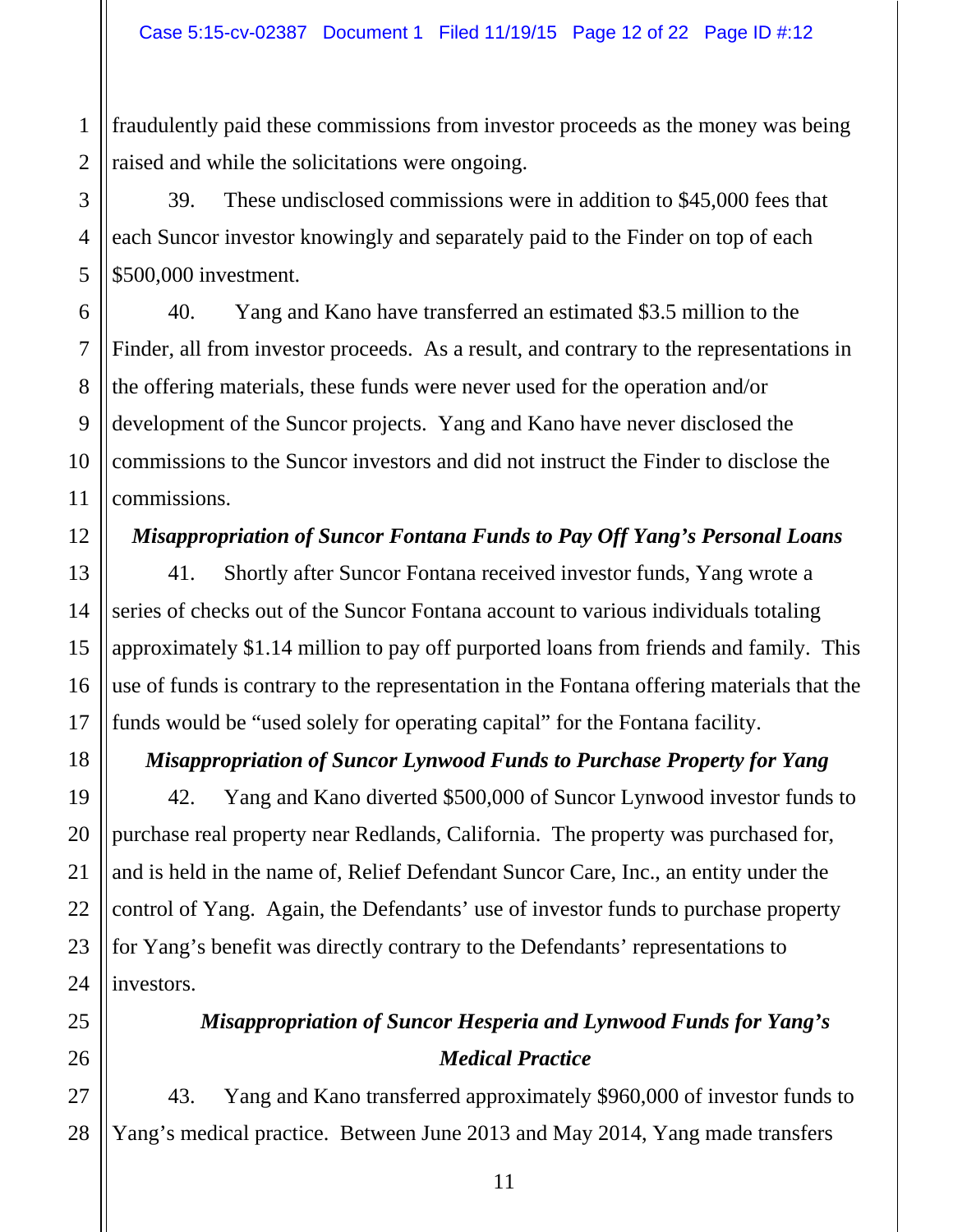fraudulently paid these commissions from investor proceeds as the money was being raised and while the solicitations were ongoing.

39. These undisclosed commissions were in addition to $45,000 fees that each Suncor investor knowingly and separately paid to the Finder on top of each $500,000 investment.

40. Yang and Kano have transferred an estimated $3.5 million to the Finder, all from investor proceeds. As a result, and contrary to the representations in the offering materials, these funds were never used for the operation and/or development of the Suncor projects. Yang and Kano have never disclosed the commissions to the Suncor investors and did not instruct the Finder to disclose the commissions.

***Misappropriation of Suncor Fontana Funds to Pay Off Yang's Personal Loans***

41. Shortly after Suncor Fontana received investor funds, Yang wrote a series of checks out of the Suncor Fontana account to various individuals totaling approximately $1.14 million to pay off purported loans from friends and family. This use of funds is contrary to the representation in the Fontana offering materials that the funds would be "used solely for operating capital" for the Fontana facility.

***Misappropriation of Suncor Lynwood Funds to Purchase Property for Yang***

42. Yang and Kano diverted $500,000 of Suncor Lynwood investor funds to purchase real property near Redlands, California. The property was purchased for, and is held in the name of, Relief Defendant Suncor Care, Inc., an entity under the control of Yang. Again, the Defendants' use of investor funds to purchase property for Yang's benefit was directly contrary to the Defendants' representations to investors.

***Misappropriation of Suncor Hesperia and Lynwood Funds for Yang's Medical Practice***

43. Yang and Kano transferred approximately $960,000 of investor funds to Yang's medical practice. Between June 2013 and May 2014, Yang made transfers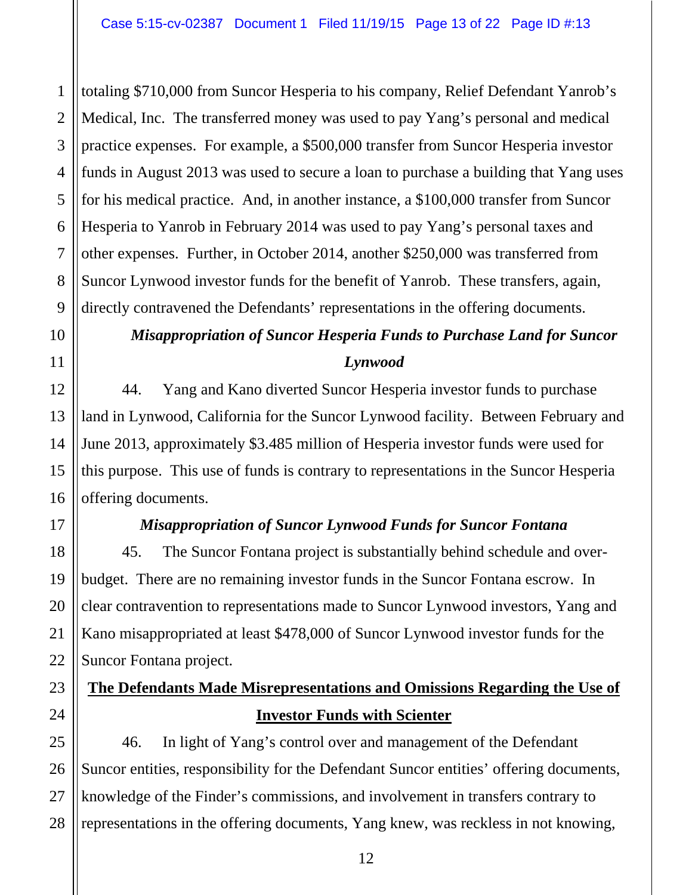totaling $710,000 from Suncor Hesperia to his company, Relief Defendant Yanrob's Medical, Inc. The transferred money was used to pay Yang's personal and medical practice expenses. For example, a $500,000 transfer from Suncor Hesperia investor funds in August 2013 was used to secure a loan to purchase a building that Yang uses for his medical practice. And, in another instance, a $100,000 transfer from Suncor Hesperia to Yanrob in February 2014 was used to pay Yang's personal taxes and other expenses. Further, in October 2014, another $250,000 was transferred from Suncor Lynwood investor funds for the benefit of Yanrob. These transfers, again, directly contravened the Defendants' representations in the offering documents.

***Misappropriation of Suncor Hesperia Funds to Purchase Land for Suncor Lynwood***

44. Yang and Kano diverted Suncor Hesperia investor funds to purchase land in Lynwood, California for the Suncor Lynwood facility. Between February and June 2013, approximately $3.485 million of Hesperia investor funds were used for this purpose. This use of funds is contrary to representations in the Suncor Hesperia offering documents.

***Misappropriation of Suncor Lynwood Funds for Suncor Fontana***

45. The Suncor Fontana project is substantially behind schedule and over-budget. There are no remaining investor funds in the Suncor Fontana escrow. In clear contravention to representations made to Suncor Lynwood investors, Yang and Kano misappropriated at least $478,000 of Suncor Lynwood investor funds for the Suncor Fontana project.

**<u>The Defendants Made Misrepresentations and Omissions Regarding the Use of Investor Funds with Scienter</u>**

46. In light of Yang's control over and management of the Defendant Suncor entities, responsibility for the Defendant Suncor entities' offering documents, knowledge of the Finder's commissions, and involvement in transfers contrary to representations in the offering documents, Yang knew, was reckless in not knowing,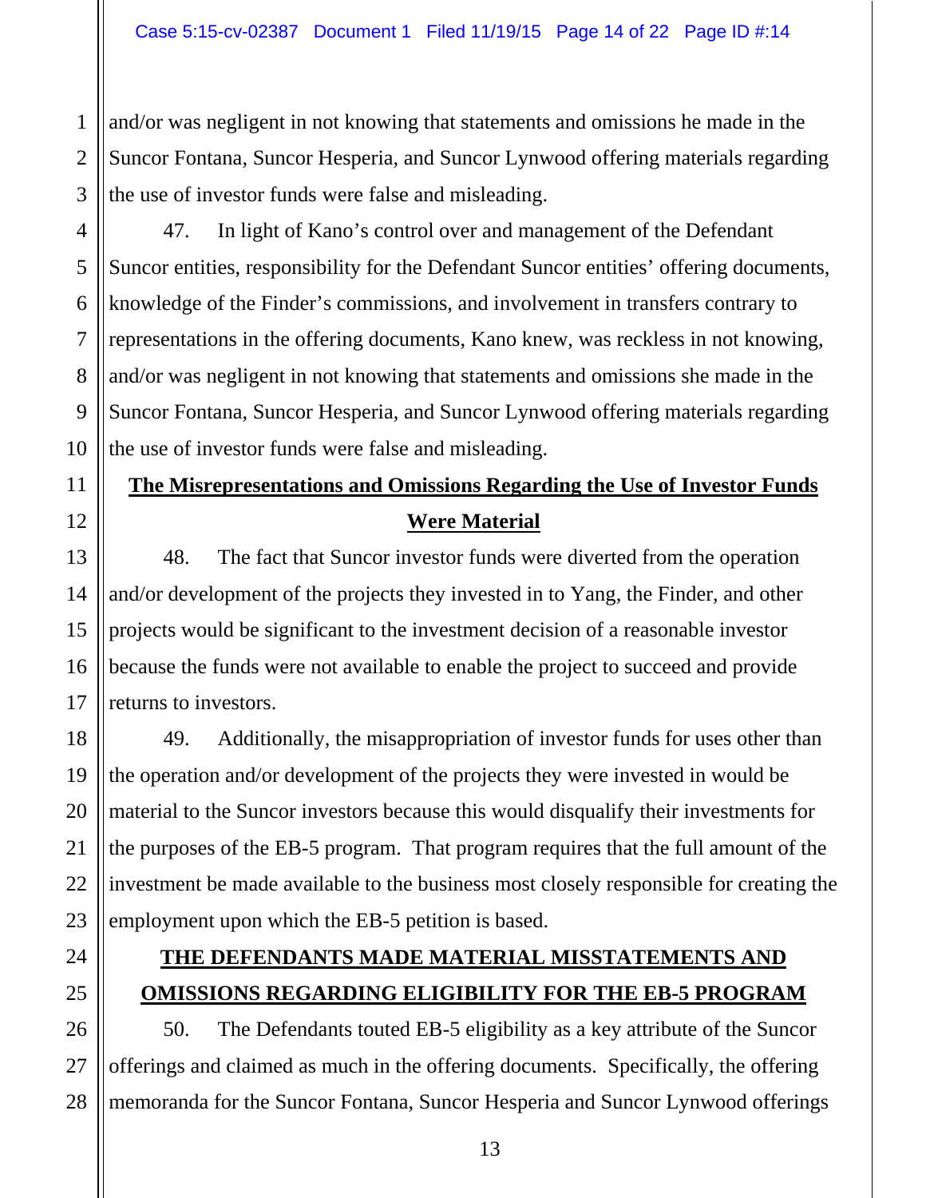and/or was negligent in not knowing that statements and omissions he made in the Suncor Fontana, Suncor Hesperia, and Suncor Lynwood offering materials regarding the use of investor funds were false and misleading.

47. In light of Kano's control over and management of the Defendant Suncor entities, responsibility for the Defendant Suncor entities' offering documents, knowledge of the Finder's commissions, and involvement in transfers contrary to representations in the offering documents, Kano knew, was reckless in not knowing, and/or was negligent in not knowing that statements and omissions she made in the Suncor Fontana, Suncor Hesperia, and Suncor Lynwood offering materials regarding the use of investor funds were false and misleading.

**The Misrepresentations and Omissions Regarding the Use of Investor Funds Were Material**

48. The fact that Suncor investor funds were diverted from the operation and/or development of the projects they invested in to Yang, the Finder, and other projects would be significant to the investment decision of a reasonable investor because the funds were not available to enable the project to succeed and provide returns to investors.

49. Additionally, the misappropriation of investor funds for uses other than the operation and/or development of the projects they were invested in would be material to the Suncor investors because this would disqualify their investments for the purposes of the EB-5 program. That program requires that the full amount of the investment be made available to the business most closely responsible for creating the employment upon which the EB-5 petition is based.

**THE DEFENDANTS MADE MATERIAL MISSTATEMENTS AND OMISSIONS REGARDING ELIGIBILITY FOR THE EB-5 PROGRAM**

50. The Defendants touted EB-5 eligibility as a key attribute of the Suncor offerings and claimed as much in the offering documents. Specifically, the offering memoranda for the Suncor Fontana, Suncor Hesperia and Suncor Lynwood offerings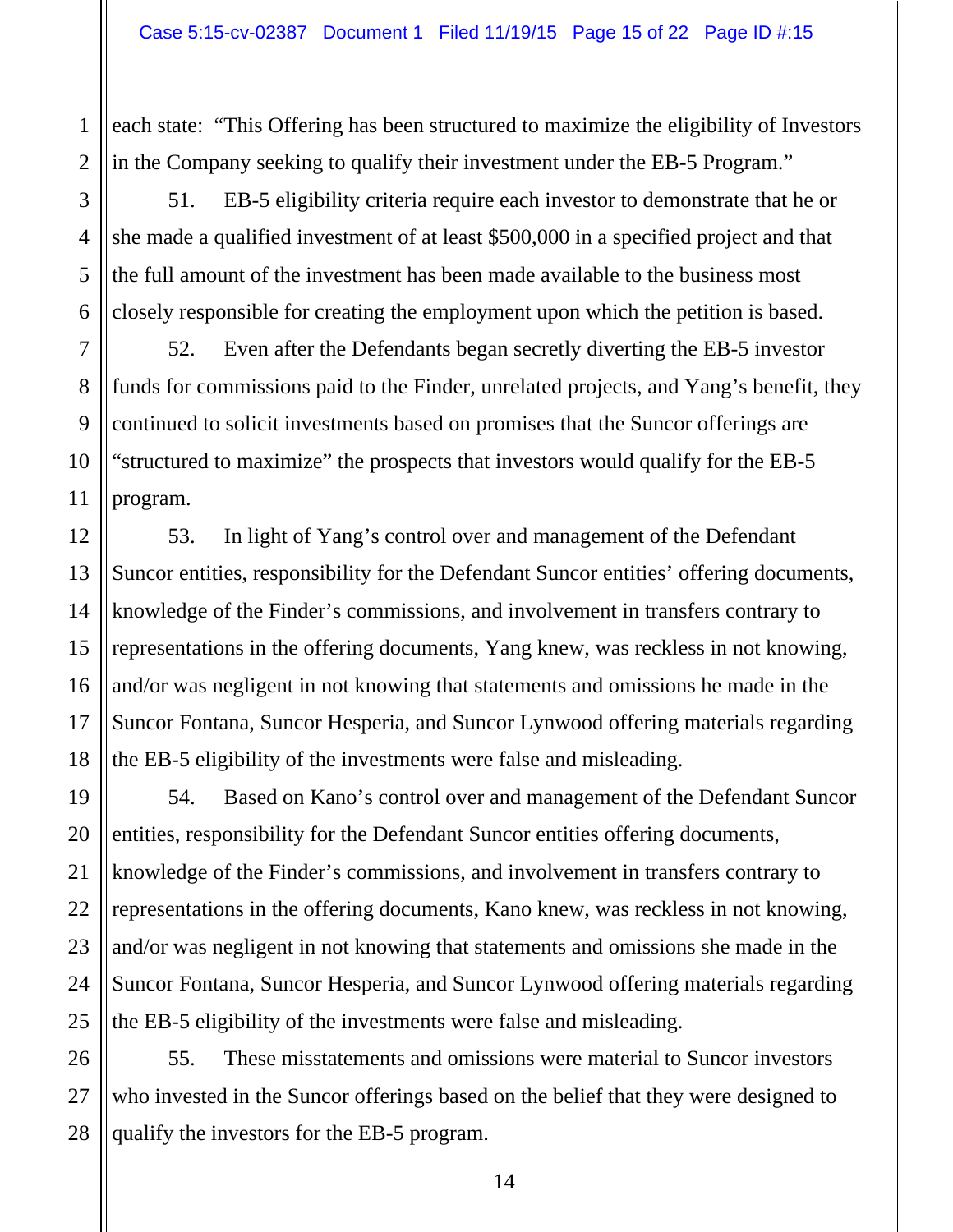each state: "This Offering has been structured to maximize the eligibility of Investors in the Company seeking to qualify their investment under the EB-5 Program."

51. EB-5 eligibility criteria require each investor to demonstrate that he or she made a qualified investment of at least $500,000 in a specified project and that the full amount of the investment has been made available to the business most closely responsible for creating the employment upon which the petition is based.

52. Even after the Defendants began secretly diverting the EB-5 investor funds for commissions paid to the Finder, unrelated projects, and Yang's benefit, they continued to solicit investments based on promises that the Suncor offerings are "structured to maximize" the prospects that investors would qualify for the EB-5 program.

53. In light of Yang's control over and management of the Defendant Suncor entities, responsibility for the Defendant Suncor entities' offering documents, knowledge of the Finder's commissions, and involvement in transfers contrary to representations in the offering documents, Yang knew, was reckless in not knowing, and/or was negligent in not knowing that statements and omissions he made in the Suncor Fontana, Suncor Hesperia, and Suncor Lynwood offering materials regarding the EB-5 eligibility of the investments were false and misleading.

54. Based on Kano's control over and management of the Defendant Suncor entities, responsibility for the Defendant Suncor entities offering documents, knowledge of the Finder's commissions, and involvement in transfers contrary to representations in the offering documents, Kano knew, was reckless in not knowing, and/or was negligent in not knowing that statements and omissions she made in the Suncor Fontana, Suncor Hesperia, and Suncor Lynwood offering materials regarding the EB-5 eligibility of the investments were false and misleading.

55. These misstatements and omissions were material to Suncor investors who invested in the Suncor offerings based on the belief that they were designed to qualify the investors for the EB-5 program.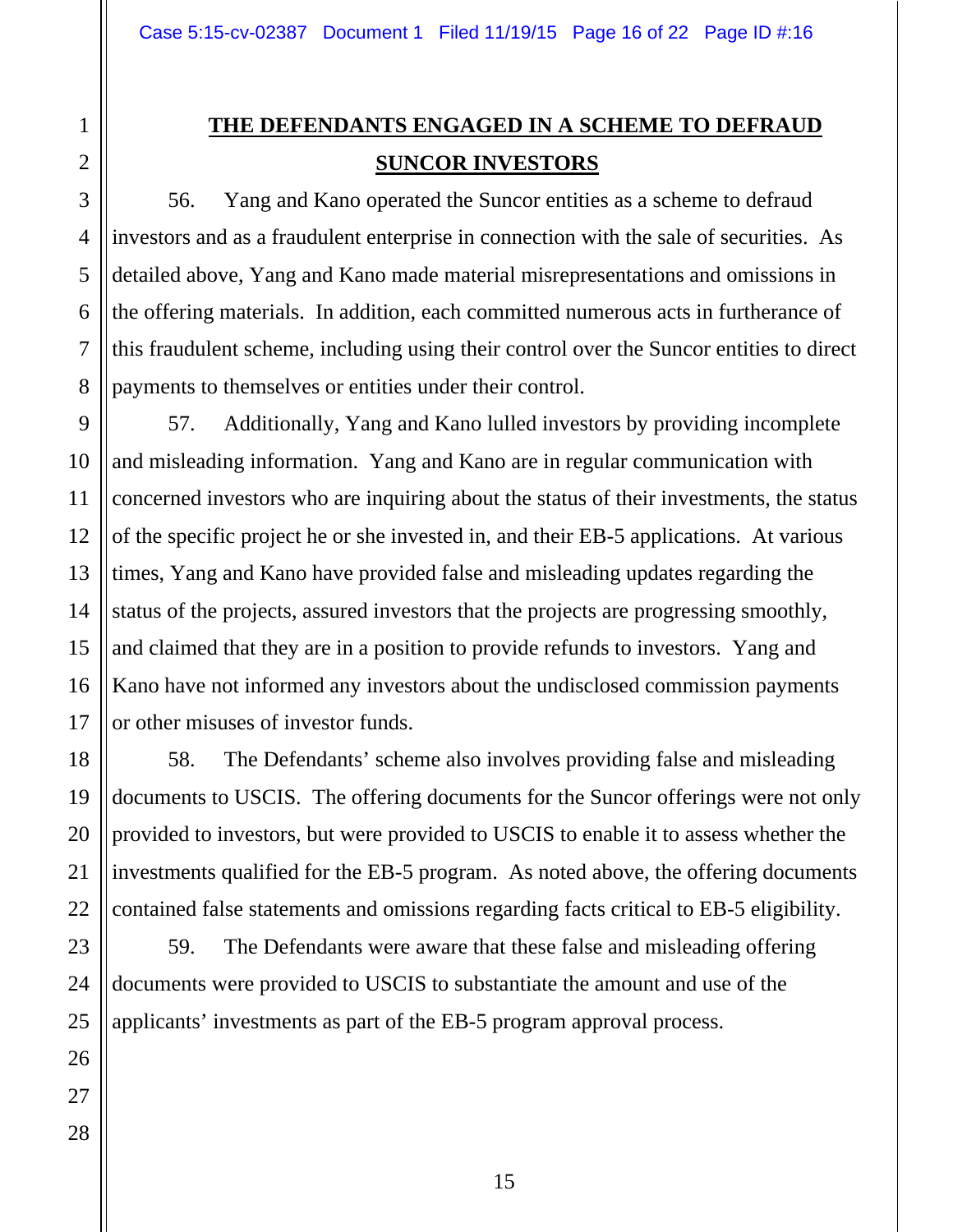## THE DEFENDANTS ENGAGED IN A SCHEME TO DEFRAUD SUNCOR INVESTORS

56. Yang and Kano operated the Suncor entities as a scheme to defraud investors and as a fraudulent enterprise in connection with the sale of securities. As detailed above, Yang and Kano made material misrepresentations and omissions in the offering materials. In addition, each committed numerous acts in furtherance of this fraudulent scheme, including using their control over the Suncor entities to direct payments to themselves or entities under their control.

57. Additionally, Yang and Kano lulled investors by providing incomplete and misleading information. Yang and Kano are in regular communication with concerned investors who are inquiring about the status of their investments, the status of the specific project he or she invested in, and their EB-5 applications. At various times, Yang and Kano have provided false and misleading updates regarding the status of the projects, assured investors that the projects are progressing smoothly, and claimed that they are in a position to provide refunds to investors. Yang and Kano have not informed any investors about the undisclosed commission payments or other misuses of investor funds.

58. The Defendants' scheme also involves providing false and misleading documents to USCIS. The offering documents for the Suncor offerings were not only provided to investors, but were provided to USCIS to enable it to assess whether the investments qualified for the EB-5 program. As noted above, the offering documents contained false statements and omissions regarding facts critical to EB-5 eligibility.

59. The Defendants were aware that these false and misleading offering documents were provided to USCIS to substantiate the amount and use of the applicants' investments as part of the EB-5 program approval process.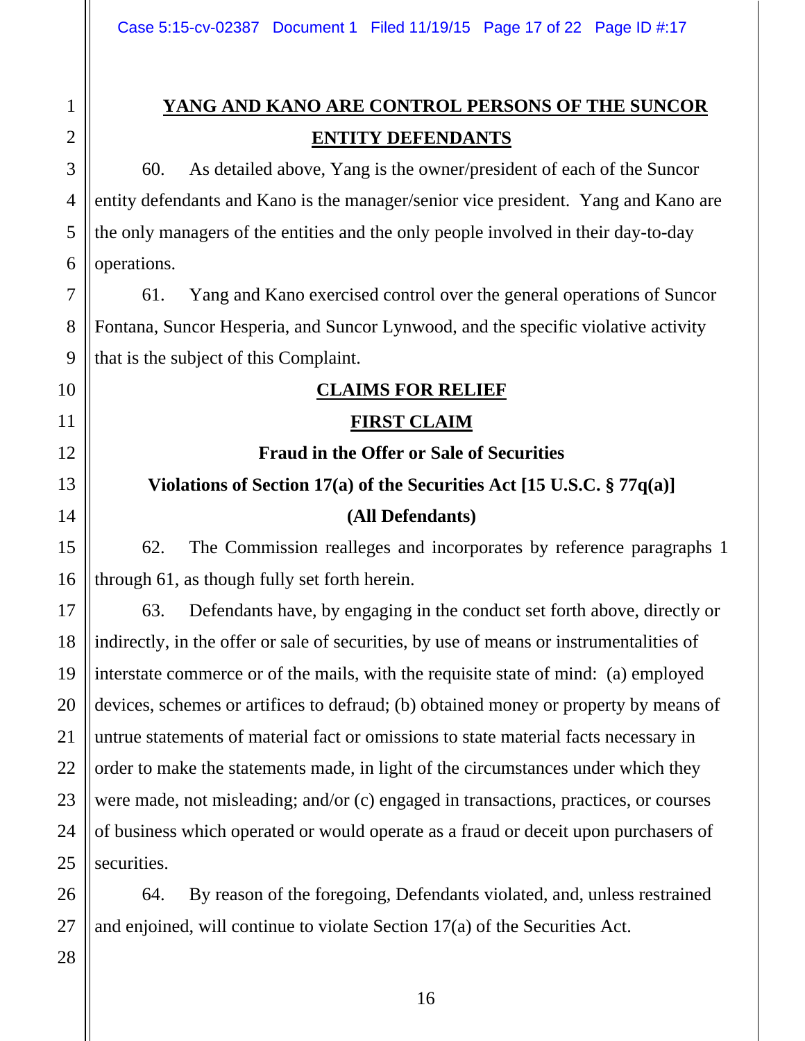## YANG AND KANO ARE CONTROL PERSONS OF THE SUNCOR ENTITY DEFENDANTS

60. As detailed above, Yang is the owner/president of each of the Suncor entity defendants and Kano is the manager/senior vice president. Yang and Kano are the only managers of the entities and the only people involved in their day-to-day operations.

61. Yang and Kano exercised control over the general operations of Suncor Fontana, Suncor Hesperia, and Suncor Lynwood, and the specific violative activity that is the subject of this Complaint.

## CLAIMS FOR RELIEF

### FIRST CLAIM

**Fraud in the Offer or Sale of Securities**

**Violations of Section 17(a) of the Securities Act [15 U.S.C. § 77q(a)]**

**(All Defendants)**

62. The Commission realleges and incorporates by reference paragraphs 1 through 61, as though fully set forth herein.

63. Defendants have, by engaging in the conduct set forth above, directly or indirectly, in the offer or sale of securities, by use of means or instrumentalities of interstate commerce or of the mails, with the requisite state of mind: (a) employed devices, schemes or artifices to defraud; (b) obtained money or property by means of untrue statements of material fact or omissions to state material facts necessary in order to make the statements made, in light of the circumstances under which they were made, not misleading; and/or (c) engaged in transactions, practices, or courses of business which operated or would operate as a fraud or deceit upon purchasers of securities.

64. By reason of the foregoing, Defendants violated, and, unless restrained and enjoined, will continue to violate Section 17(a) of the Securities Act.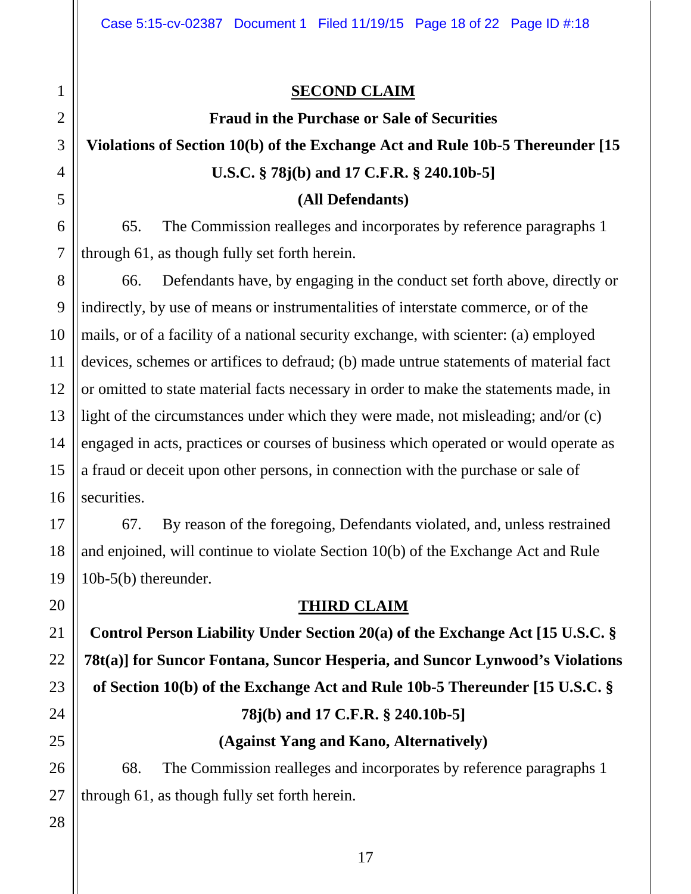## SECOND CLAIM

**Fraud in the Purchase or Sale of Securities**

**Violations of Section 10(b) of the Exchange Act and Rule 10b-5 Thereunder [15 U.S.C. § 78j(b) and 17 C.F.R. § 240.10b-5]**

**(All Defendants)**

65. The Commission realleges and incorporates by reference paragraphs 1 through 61, as though fully set forth herein.

66. Defendants have, by engaging in the conduct set forth above, directly or indirectly, by use of means or instrumentalities of interstate commerce, or of the mails, or of a facility of a national security exchange, with scienter: (a) employed devices, schemes or artifices to defraud; (b) made untrue statements of material fact or omitted to state material facts necessary in order to make the statements made, in light of the circumstances under which they were made, not misleading; and/or (c) engaged in acts, practices or courses of business which operated or would operate as a fraud or deceit upon other persons, in connection with the purchase or sale of securities.

67. By reason of the foregoing, Defendants violated, and, unless restrained and enjoined, will continue to violate Section 10(b) of the Exchange Act and Rule 10b-5(b) thereunder.

## THIRD CLAIM

**Control Person Liability Under Section 20(a) of the Exchange Act [15 U.S.C. § 78t(a)] for Suncor Fontana, Suncor Hesperia, and Suncor Lynwood's Violations of Section 10(b) of the Exchange Act and Rule 10b-5 Thereunder [15 U.S.C. § 78j(b) and 17 C.F.R. § 240.10b-5]**

**(Against Yang and Kano, Alternatively)**

68. The Commission realleges and incorporates by reference paragraphs 1 through 61, as though fully set forth herein.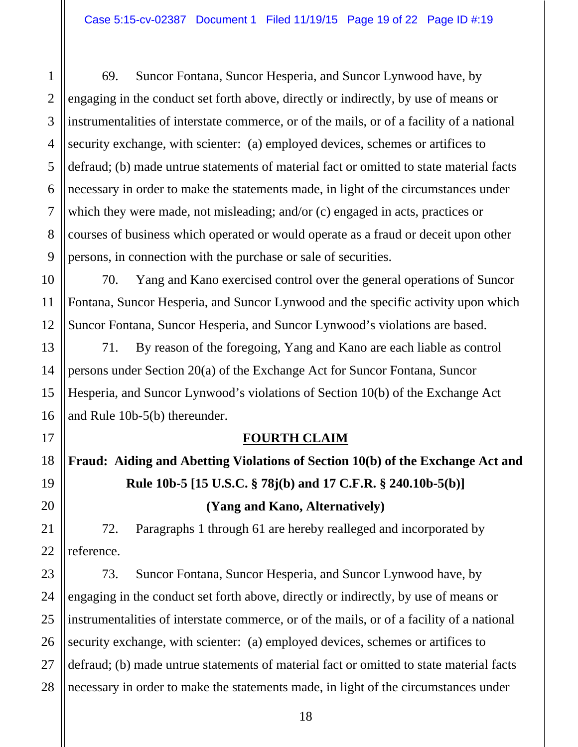69. Suncor Fontana, Suncor Hesperia, and Suncor Lynwood have, by engaging in the conduct set forth above, directly or indirectly, by use of means or instrumentalities of interstate commerce, or of the mails, or of a facility of a national security exchange, with scienter: (a) employed devices, schemes or artifices to defraud; (b) made untrue statements of material fact or omitted to state material facts necessary in order to make the statements made, in light of the circumstances under which they were made, not misleading; and/or (c) engaged in acts, practices or courses of business which operated or would operate as a fraud or deceit upon other persons, in connection with the purchase or sale of securities.

70. Yang and Kano exercised control over the general operations of Suncor Fontana, Suncor Hesperia, and Suncor Lynwood and the specific activity upon which Suncor Fontana, Suncor Hesperia, and Suncor Lynwood's violations are based.

71. By reason of the foregoing, Yang and Kano are each liable as control persons under Section 20(a) of the Exchange Act for Suncor Fontana, Suncor Hesperia, and Suncor Lynwood's violations of Section 10(b) of the Exchange Act and Rule 10b-5(b) thereunder.

**FOURTH CLAIM**

**Fraud: Aiding and Abetting Violations of Section 10(b) of the Exchange Act and Rule 10b-5 [15 U.S.C. § 78j(b) and 17 C.F.R. § 240.10b-5(b)]**

**(Yang and Kano, Alternatively)**

72. Paragraphs 1 through 61 are hereby realleged and incorporated by reference.

73. Suncor Fontana, Suncor Hesperia, and Suncor Lynwood have, by engaging in the conduct set forth above, directly or indirectly, by use of means or instrumentalities of interstate commerce, or of the mails, or of a facility of a national security exchange, with scienter: (a) employed devices, schemes or artifices to defraud; (b) made untrue statements of material fact or omitted to state material facts necessary in order to make the statements made, in light of the circumstances under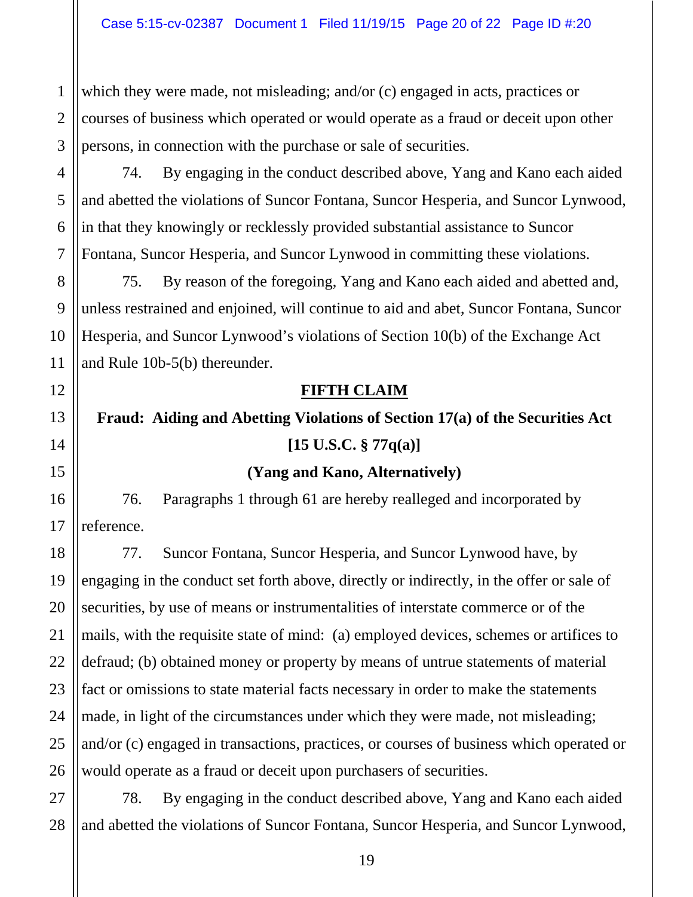which they were made, not misleading; and/or (c) engaged in acts, practices or courses of business which operated or would operate as a fraud or deceit upon other persons, in connection with the purchase or sale of securities.

74. By engaging in the conduct described above, Yang and Kano each aided and abetted the violations of Suncor Fontana, Suncor Hesperia, and Suncor Lynwood, in that they knowingly or recklessly provided substantial assistance to Suncor Fontana, Suncor Hesperia, and Suncor Lynwood in committing these violations.

75. By reason of the foregoing, Yang and Kano each aided and abetted and, unless restrained and enjoined, will continue to aid and abet, Suncor Fontana, Suncor Hesperia, and Suncor Lynwood's violations of Section 10(b) of the Exchange Act and Rule 10b-5(b) thereunder.

## FIFTH CLAIM

## Fraud: Aiding and Abetting Violations of Section 17(a) of the Securities Act [15 U.S.C. § 77q(a)]

## (Yang and Kano, Alternatively)

76. Paragraphs 1 through 61 are hereby realleged and incorporated by reference.

77. Suncor Fontana, Suncor Hesperia, and Suncor Lynwood have, by engaging in the conduct set forth above, directly or indirectly, in the offer or sale of securities, by use of means or instrumentalities of interstate commerce or of the mails, with the requisite state of mind: (a) employed devices, schemes or artifices to defraud; (b) obtained money or property by means of untrue statements of material fact or omissions to state material facts necessary in order to make the statements made, in light of the circumstances under which they were made, not misleading; and/or (c) engaged in transactions, practices, or courses of business which operated or would operate as a fraud or deceit upon purchasers of securities.

78. By engaging in the conduct described above, Yang and Kano each aided and abetted the violations of Suncor Fontana, Suncor Hesperia, and Suncor Lynwood,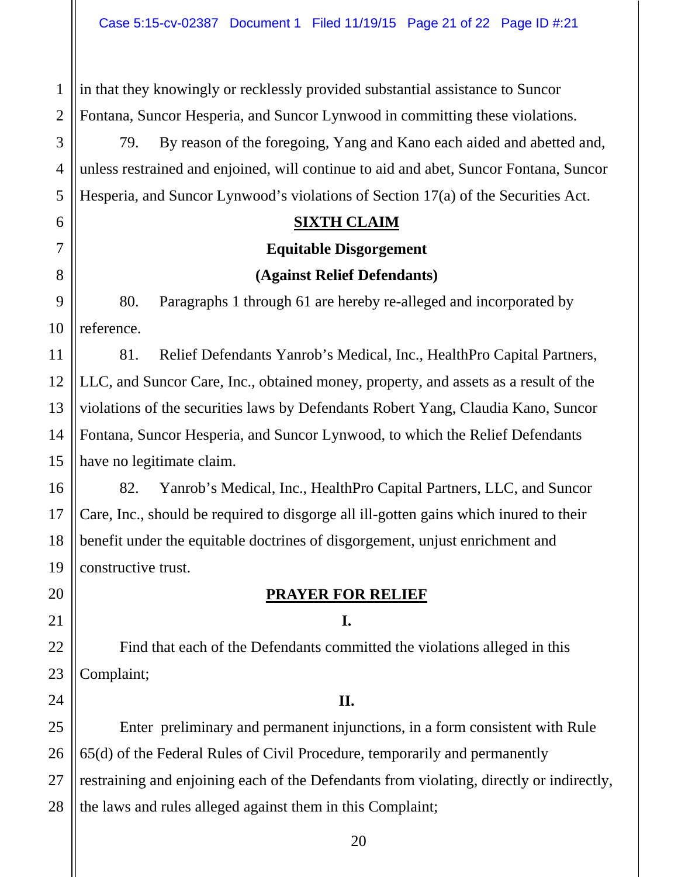in that they knowingly or recklessly provided substantial assistance to Suncor Fontana, Suncor Hesperia, and Suncor Lynwood in committing these violations.

79. By reason of the foregoing, Yang and Kano each aided and abetted and, unless restrained and enjoined, will continue to aid and abet, Suncor Fontana, Suncor Hesperia, and Suncor Lynwood's violations of Section 17(a) of the Securities Act.

## SIXTH CLAIM

### Equitable Disgorgement

### (Against Relief Defendants)

80. Paragraphs 1 through 61 are hereby re-alleged and incorporated by reference.

81. Relief Defendants Yanrob's Medical, Inc., HealthPro Capital Partners, LLC, and Suncor Care, Inc., obtained money, property, and assets as a result of the violations of the securities laws by Defendants Robert Yang, Claudia Kano, Suncor Fontana, Suncor Hesperia, and Suncor Lynwood, to which the Relief Defendants have no legitimate claim.

82. Yanrob's Medical, Inc., HealthPro Capital Partners, LLC, and Suncor Care, Inc., should be required to disgorge all ill-gotten gains which inured to their benefit under the equitable doctrines of disgorgement, unjust enrichment and constructive trust.

## PRAYER FOR RELIEF

### I.

Find that each of the Defendants committed the violations alleged in this Complaint;

### II.

Enter preliminary and permanent injunctions, in a form consistent with Rule 65(d) of the Federal Rules of Civil Procedure, temporarily and permanently restraining and enjoining each of the Defendants from violating, directly or indirectly, the laws and rules alleged against them in this Complaint;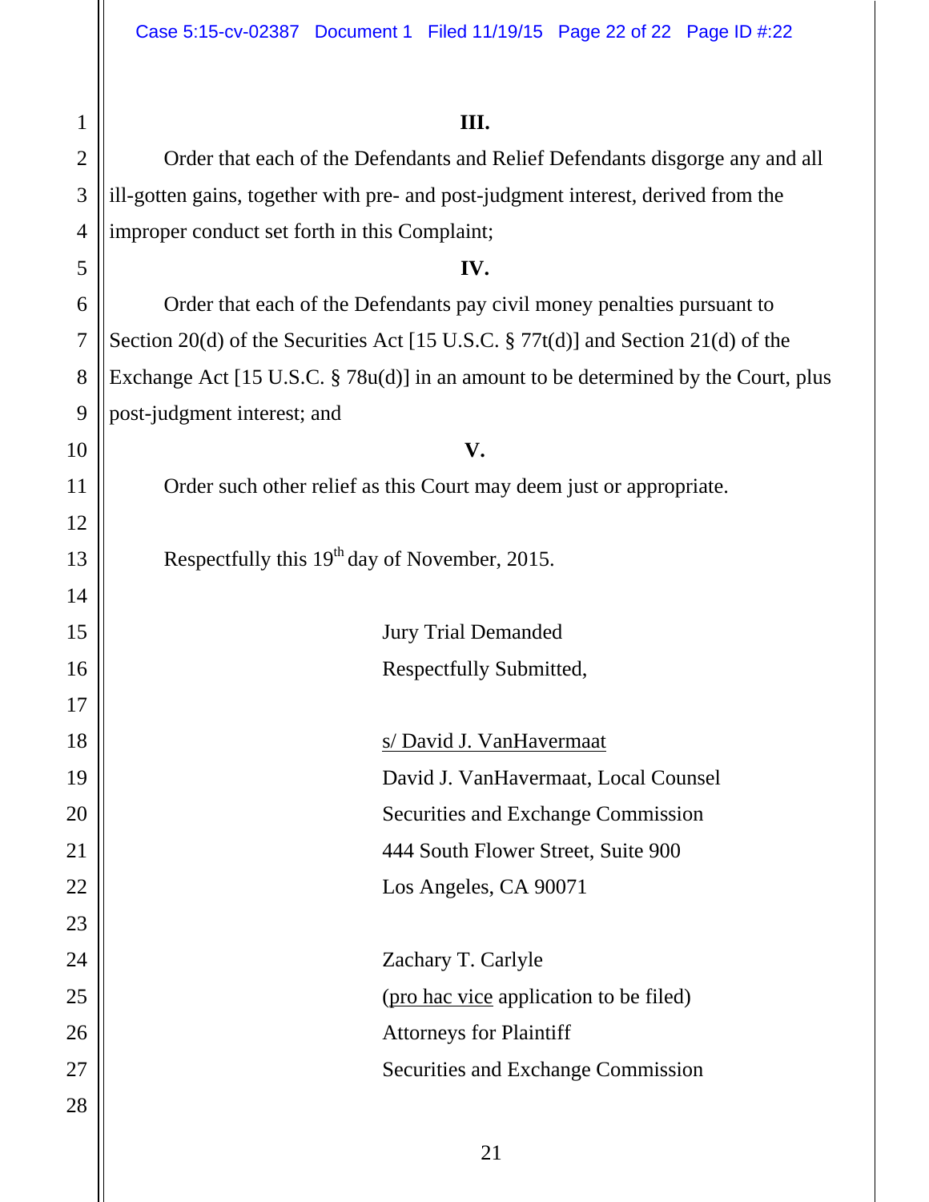**III.**

Order that each of the Defendants and Relief Defendants disgorge any and all ill-gotten gains, together with pre- and post-judgment interest, derived from the improper conduct set forth in this Complaint;

**IV.**

Order that each of the Defendants pay civil money penalties pursuant to Section 20(d) of the Securities Act [15 U.S.C. § 77t(d)] and Section 21(d) of the Exchange Act [15 U.S.C. § 78u(d)] in an amount to be determined by the Court, plus post-judgment interest; and

**V.**

Order such other relief as this Court may deem just or appropriate.

Respectfully this 19th day of November, 2015.

Jury Trial Demanded
Respectfully Submitted,

s/ David J. VanHavermaat
David J. VanHavermaat, Local Counsel
Securities and Exchange Commission
444 South Flower Street, Suite 900
Los Angeles, CA 90071

Zachary T. Carlyle
(pro hac vice application to be filed)
Attorneys for Plaintiff
Securities and Exchange Commission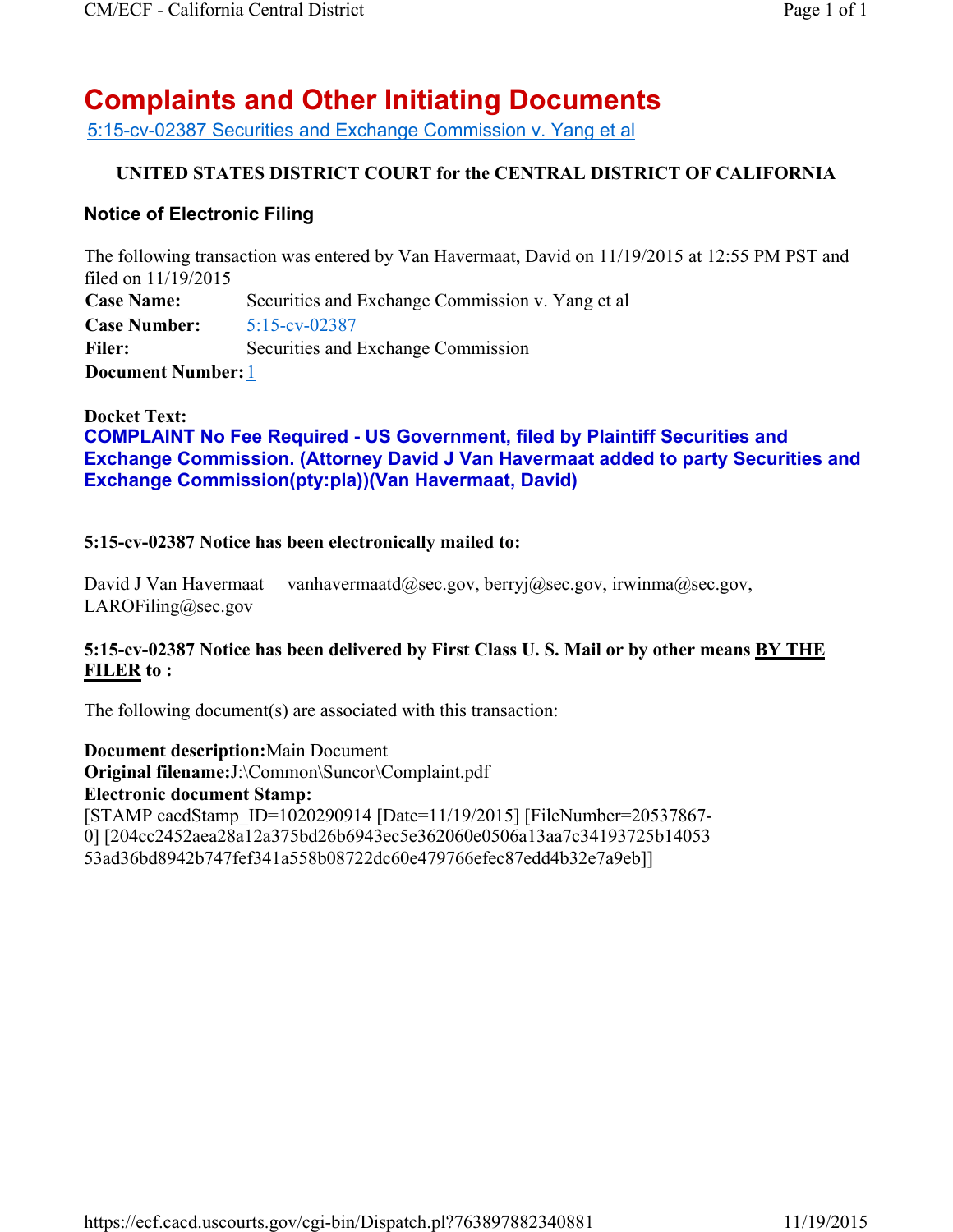# Complaints and Other Initiating Documents

5:15-cv-02387 Securities and Exchange Commission v. Yang et al

**UNITED STATES DISTRICT COURT for the CENTRAL DISTRICT OF CALIFORNIA**

## Notice of Electronic Filing

The following transaction was entered by Van Havermaat, David on 11/19/2015 at 12:55 PM PST and filed on 11/19/2015

| | |
|---|---|
| **Case Name:** | Securities and Exchange Commission v. Yang et al |
| **Case Number:** | 5:15-cv-02387 |
| **Filer:** | Securities and Exchange Commission |
| **Document Number:** | 1 |

**Docket Text:**
**COMPLAINT No Fee Required - US Government, filed by Plaintiff Securities and Exchange Commission. (Attorney David J Van Havermaat added to party Securities and Exchange Commission(pty:pla))(Van Havermaat, David)**

**5:15-cv-02387 Notice has been electronically mailed to:**

David J Van Havermaat     vanhavermaatd@sec.gov, berryj@sec.gov, irwinma@sec.gov, LAROFiling@sec.gov

**5:15-cv-02387 Notice has been delivered by First Class U. S. Mail or by other means BY THE FILER to :**

The following document(s) are associated with this transaction:

**Document description:**Main Document
**Original filename:**J:\Common\Suncor\Complaint.pdf
**Electronic document Stamp:**
[STAMP cacdStamp_ID=1020290914 [Date=11/19/2015] [FileNumber=20537867-0] [204cc2452aea28a12a375bd26b6943ec5e362060e0506a13aa7c34193725b14053 53ad36bd8942b747fef341a558b08722dc60e479766efec87edd4b32e7a9eb]]